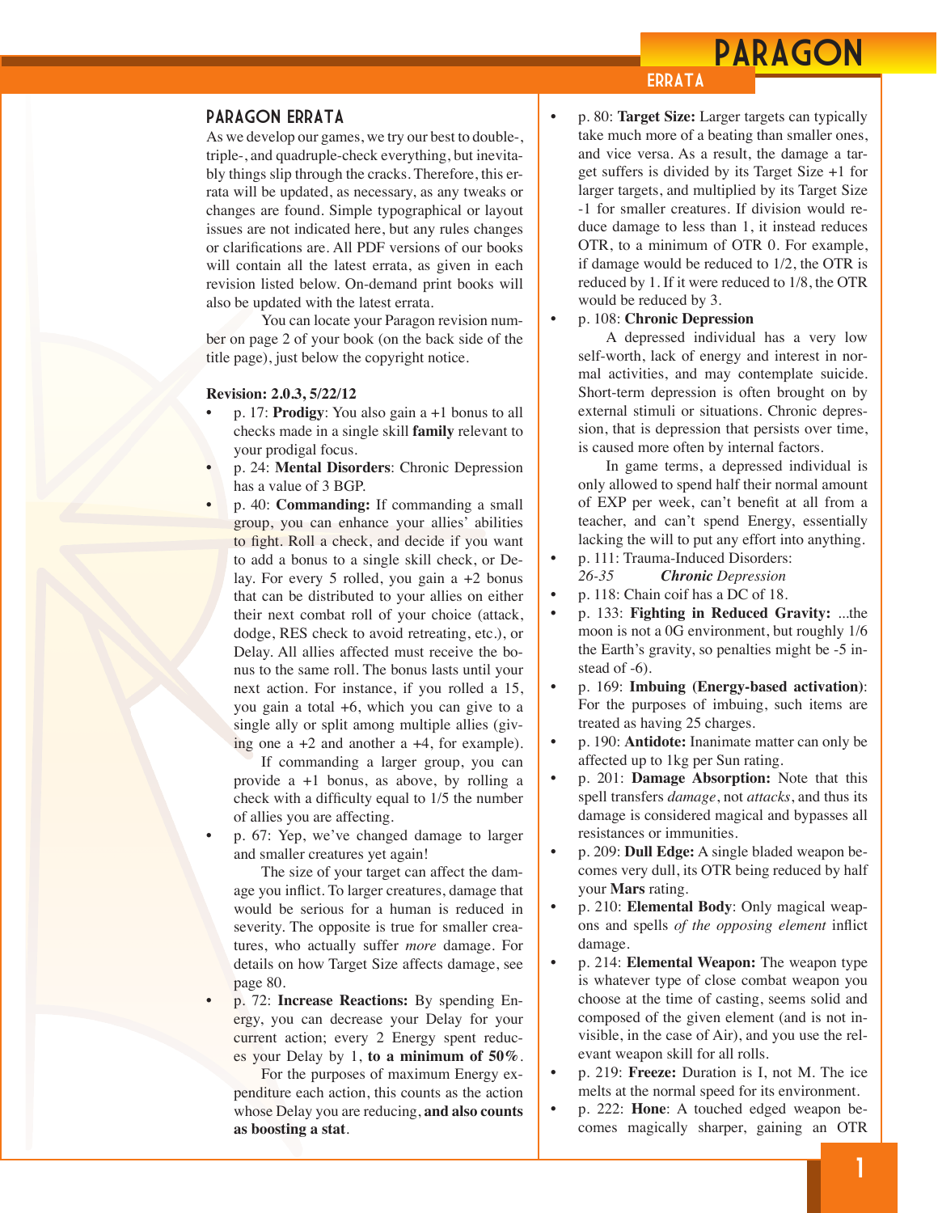## PARAGON ERRATA

As we develop our games, we try our best to double-, triple-, and quadruple-check everything, but inevitably things slip through the cracks. Therefore, this errata will be updated, as necessary, as any tweaks or changes are found. Simple typographical or layout issues are not indicated here, but any rules changes or clarifications are. All PDF versions of our books will contain all the latest errata, as given in each revision listed below. On-demand print books will also be updated with the latest errata.

You can locate your Paragon revision number on page 2 of your book (on the back side of the title page), just below the copyright notice.

**Revision: 2.0.3, 5/22/12**

- p. 17: **Prodigy**: You also gain a +1 bonus to all checks made in a single skill **family** relevant to your prodigal focus.
- p. 24: **Mental Disorders**: Chronic Depression has a value of 3 BGP.
- p. 40: **Commanding:** If commanding a small group, you can enhance your allies' abilities to fight. Roll a check, and decide if you want to add a bonus to a single skill check, or Delay. For every 5 rolled, you gain a +2 bonus that can be distributed to your allies on either their next combat roll of your choice (attack, dodge, RES check to avoid retreating, etc.), or Delay. All allies affected must receive the bonus to the same roll. The bonus lasts until your next action. For instance, if you rolled a 15, you gain a total +6, which you can give to a single ally or split among multiple allies (giving one a +2 and another a +4, for example).

  If commanding a larger group, you can provide a +1 bonus, as above, by rolling a check with a difficulty equal to 1/5 the number of allies you are affecting.
- p. 67: Yep, we've changed damage to larger and smaller creatures yet again!

  The size of your target can affect the damage you inflict. To larger creatures, damage that would be serious for a human is reduced in severity. The opposite is true for smaller creatures, who actually suffer *more* damage. For details on how Target Size affects damage, see page 80.
- p. 72: **Increase Reactions:** By spending Energy, you can decrease your Delay for your current action; every 2 Energy spent reduces your Delay by 1, **to a minimum of 50%**.

  For the purposes of maximum Energy expenditure each action, this counts as the action whose Delay you are reducing, **and also counts as boosting a stat**.
- p. 80: **Target Size:** Larger targets can typically take much more of a beating than smaller ones, and vice versa. As a result, the damage a target suffers is divided by its Target Size +1 for larger targets, and multiplied by its Target Size -1 for smaller creatures. If division would reduce damage to less than 1, it instead reduces OTR, to a minimum of OTR 0. For example, if damage would be reduced to 1/2, the OTR is reduced by 1. If it were reduced to 1/8, the OTR would be reduced by 3.
- p. 108: **Chronic Depression**

  A depressed individual has a very low self-worth, lack of energy and interest in normal activities, and may contemplate suicide. Short-term depression is often brought on by external stimuli or situations. Chronic depression, that is depression that persists over time, is caused more often by internal factors.

  In game terms, a depressed individual is only allowed to spend half their normal amount of EXP per week, can't benefit at all from a teacher, and can't spend Energy, essentially lacking the will to put any effort into anything.
- p. 111: Trauma-Induced Disorders:
  *26-35* ***Chronic** Depression*
- p. 118: Chain coif has a DC of 18.
- p. 133: **Fighting in Reduced Gravity:** ...the moon is not a 0G environment, but roughly 1/6 the Earth's gravity, so penalties might be -5 instead of -6).
- p. 169: **Imbuing (Energy-based activation)**: For the purposes of imbuing, such items are treated as having 25 charges.
- p. 190: **Antidote:** Inanimate matter can only be affected up to 1kg per Sun rating.
- p. 201: **Damage Absorption:** Note that this spell transfers *damage*, not *attacks*, and thus its damage is considered magical and bypasses all resistances or immunities.
- p. 209: **Dull Edge:** A single bladed weapon becomes very dull, its OTR being reduced by half your **Mars** rating.
- p. 210: **Elemental Body**: Only magical weapons and spells *of the opposing element* inflict damage.
- p. 214: **Elemental Weapon:** The weapon type is whatever type of close combat weapon you choose at the time of casting, seems solid and composed of the given element (and is not invisible, in the case of Air), and you use the relevant weapon skill for all rolls.
- p. 219: **Freeze:** Duration is I, not M. The ice melts at the normal speed for its environment.
- p. 222: **Hone**: A touched edged weapon becomes magically sharper, gaining an OTR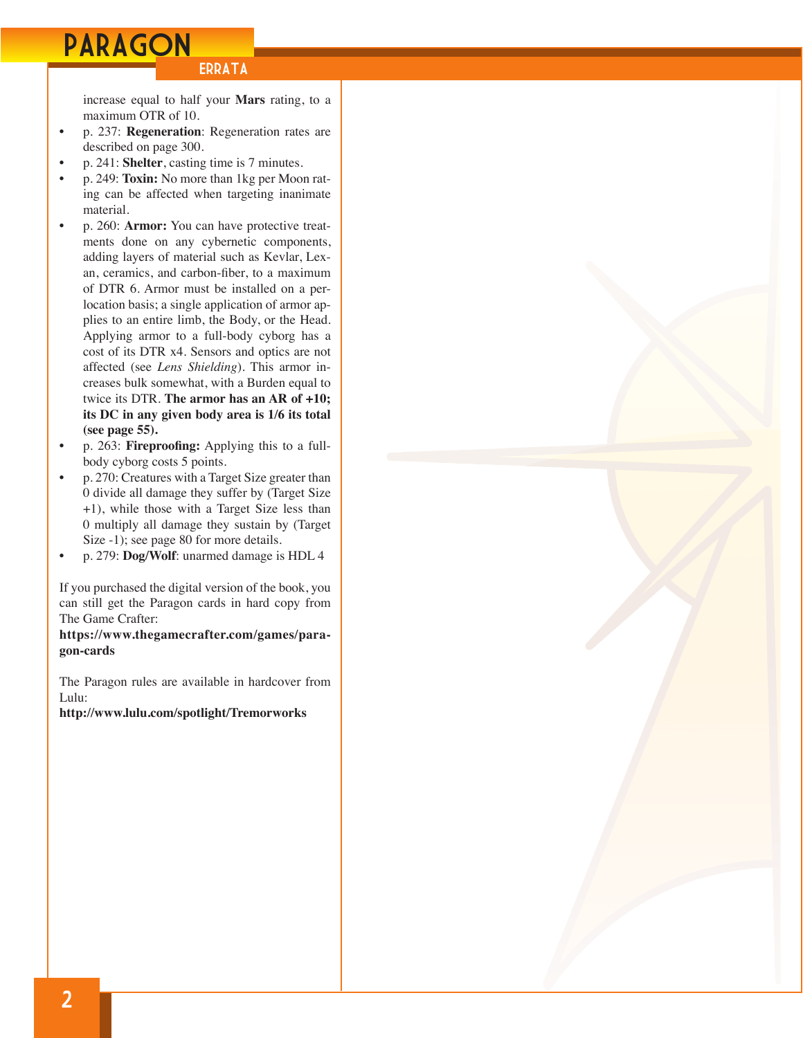increase equal to half your **Mars** rating, to a maximum OTR of 10.

- p. 237: **Regeneration**: Regeneration rates are described on page 300.
- p. 241: **Shelter**, casting time is 7 minutes.
- p. 249: **Toxin:** No more than 1kg per Moon rating can be affected when targeting inanimate material.
- p. 260: **Armor:** You can have protective treatments done on any cybernetic components, adding layers of material such as Kevlar, Lexan, ceramics, and carbon-fiber, to a maximum of DTR 6. Armor must be installed on a per-location basis; a single application of armor applies to an entire limb, the Body, or the Head. Applying armor to a full-body cyborg has a cost of its DTR x4. Sensors and optics are not affected (see *Lens Shielding*). This armor increases bulk somewhat, with a Burden equal to twice its DTR. **The armor has an AR of +10; its DC in any given body area is 1/6 its total (see page 55).**
- p. 263: **Fireproofing:** Applying this to a full-body cyborg costs 5 points.
- p. 270: Creatures with a Target Size greater than 0 divide all damage they suffer by (Target Size +1), while those with a Target Size less than 0 multiply all damage they sustain by (Target Size -1); see page 80 for more details.
- p. 279: **Dog/Wolf**: unarmed damage is HDL 4

If you purchased the digital version of the book, you can still get the Paragon cards in hard copy from The Game Crafter:
**https://www.thegamecrafter.com/games/paragon-cards**

The Paragon rules are available in hardcover from Lulu:
**http://www.lulu.com/spotlight/Tremorworks**